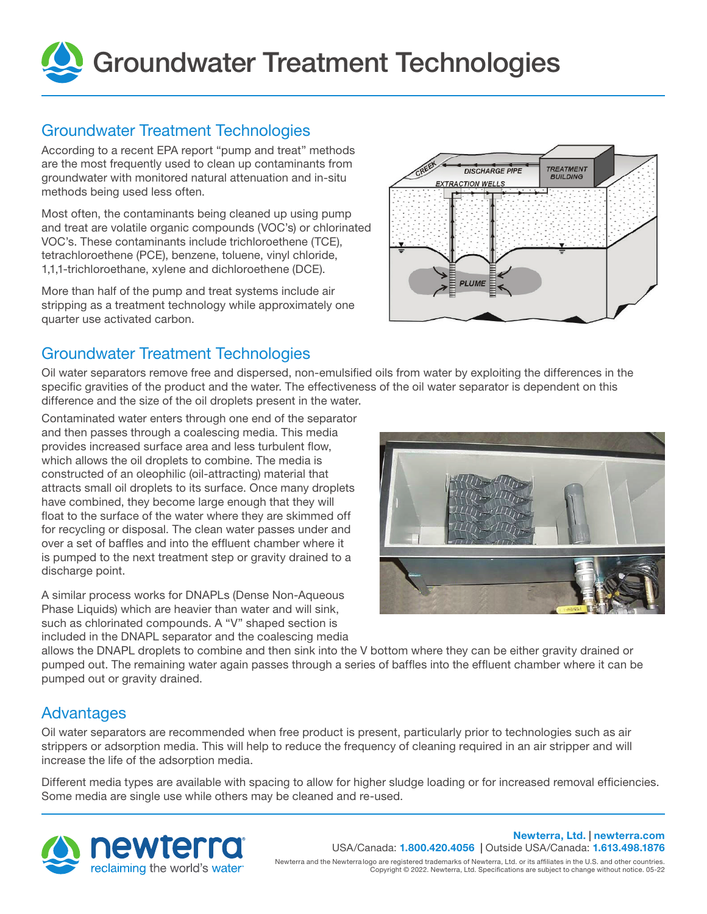# Groundwater Treatment Technologies

## Groundwater Treatment Technologies

According to a recent EPA report "pump and treat" methods are the most frequently used to clean up contaminants from groundwater with monitored natural attenuation and in-situ methods being used less often.

Most often, the contaminants being cleaned up using pump and treat are volatile organic compounds (VOC's) or chlorinated VOC's. These contaminants include trichloroethene (TCE), tetrachloroethene (PCE), benzene, toluene, vinyl chloride, 1,1,1-trichloroethane, xylene and dichloroethene (DCE).

More than half of the pump and treat systems include air stripping as a treatment technology while approximately one quarter use activated carbon.

CREEK
DISCHARGE PIPE
TREATMENT BUILDING
EXTRACTION WELLS
PLUME

## Groundwater Treatment Technologies

Oil water separators remove free and dispersed, non-emulsified oils from water by exploiting the differences in the specific gravities of the product and the water. The effectiveness of the oil water separator is dependent on this difference and the size of the oil droplets present in the water.

Contaminated water enters through one end of the separator and then passes through a coalescing media. This media provides increased surface area and less turbulent flow, which allows the oil droplets to combine. The media is constructed of an oleophilic (oil-attracting) material that attracts small oil droplets to its surface. Once many droplets have combined, they become large enough that they will float to the surface of the water where they are skimmed off for recycling or disposal. The clean water passes under and over a set of baffles and into the effluent chamber where it is pumped to the next treatment step or gravity drained to a discharge point.

A similar process works for DNAPLs (Dense Non-Aqueous Phase Liquids) which are heavier than water and will sink, such as chlorinated compounds. A "V" shaped section is included in the DNAPL separator and the coalescing media allows the DNAPL droplets to combine and then sink into the V bottom where they can be either gravity drained or pumped out. The remaining water again passes through a series of baffles into the effluent chamber where it can be pumped out or gravity drained.

## Advantages

Oil water separators are recommended when free product is present, particularly prior to technologies such as air strippers or adsorption media. This will help to reduce the frequency of cleaning required in an air stripper and will increase the life of the adsorption media.

Different media types are available with spacing to allow for higher sludge loading or for increased removal efficiencies. Some media are single use while others may be cleaned and re-used.

newterra® reclaiming the world's water®

**Newterra, Ltd.** | **newterra.com**
USA/Canada: **1.800.420.4056** | Outside USA/Canada: **1.613.498.1876**

Newterra and the Newterra logo are registered trademarks of Newterra, Ltd. or its affiliates in the U.S. and other countries. Copyright © 2022. Newterra, Ltd. Specifications are subject to change without notice. 05-22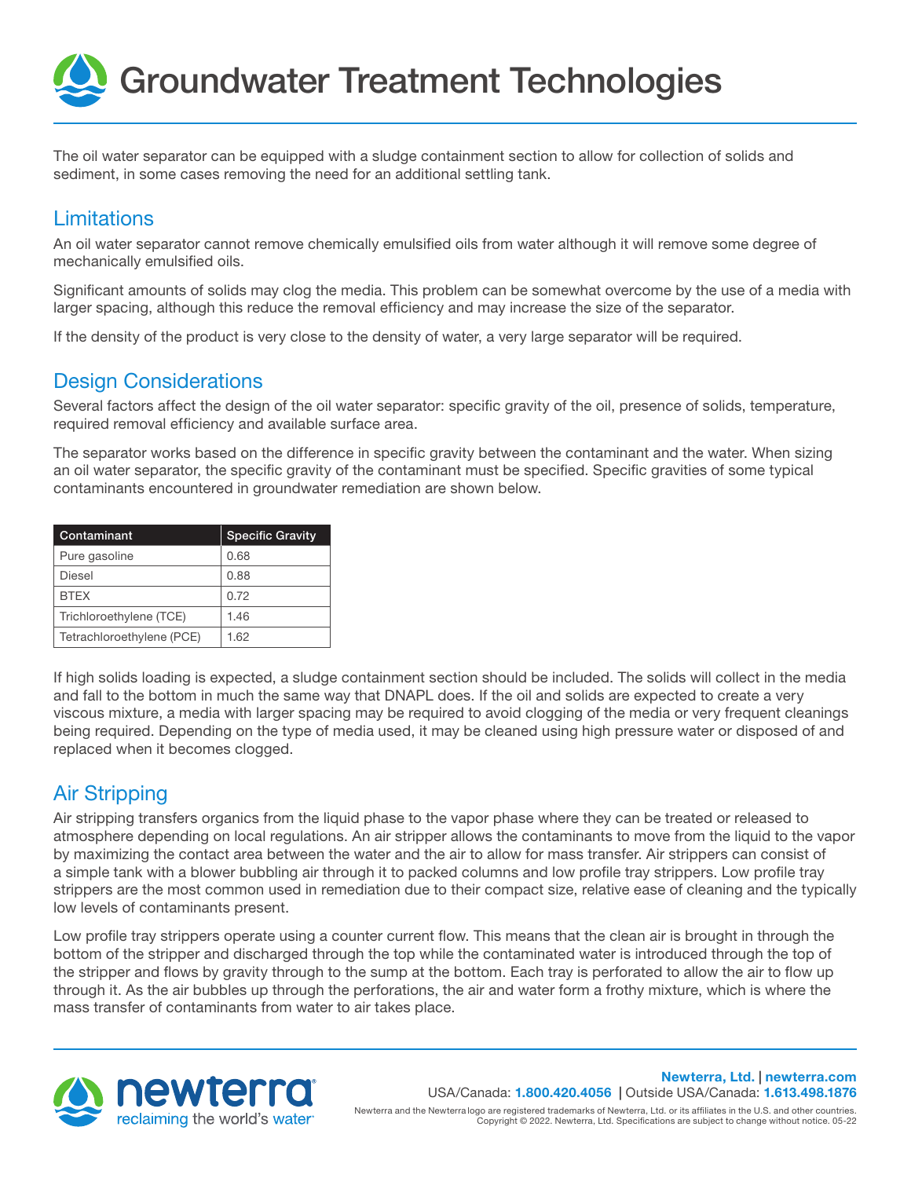# Groundwater Treatment Technologies

The oil water separator can be equipped with a sludge containment section to allow for collection of solids and sediment, in some cases removing the need for an additional settling tank.

## Limitations

An oil water separator cannot remove chemically emulsified oils from water although it will remove some degree of mechanically emulsified oils.

Significant amounts of solids may clog the media. This problem can be somewhat overcome by the use of a media with larger spacing, although this reduce the removal efficiency and may increase the size of the separator.

If the density of the product is very close to the density of water, a very large separator will be required.

## Design Considerations

Several factors affect the design of the oil water separator: specific gravity of the oil, presence of solids, temperature, required removal efficiency and available surface area.

The separator works based on the difference in specific gravity between the contaminant and the water. When sizing an oil water separator, the specific gravity of the contaminant must be specified. Specific gravities of some typical contaminants encountered in groundwater remediation are shown below.

| Contaminant | Specific Gravity |
|---|---|
| Pure gasoline | 0.68 |
| Diesel | 0.88 |
| BTEX | 0.72 |
| Trichloroethylene (TCE) | 1.46 |
| Tetrachloroethylene (PCE) | 1.62 |

If high solids loading is expected, a sludge containment section should be included. The solids will collect in the media and fall to the bottom in much the same way that DNAPL does. If the oil and solids are expected to create a very viscous mixture, a media with larger spacing may be required to avoid clogging of the media or very frequent cleanings being required. Depending on the type of media used, it may be cleaned using high pressure water or disposed of and replaced when it becomes clogged.

## Air Stripping

Air stripping transfers organics from the liquid phase to the vapor phase where they can be treated or released to atmosphere depending on local regulations. An air stripper allows the contaminants to move from the liquid to the vapor by maximizing the contact area between the water and the air to allow for mass transfer. Air strippers can consist of a simple tank with a blower bubbling air through it to packed columns and low profile tray strippers. Low profile tray strippers are the most common used in remediation due to their compact size, relative ease of cleaning and the typically low levels of contaminants present.

Low profile tray strippers operate using a counter current flow. This means that the clean air is brought in through the bottom of the stripper and discharged through the top while the contaminated water is introduced through the top of the stripper and flows by gravity through to the sump at the bottom. Each tray is perforated to allow the air to flow up through it. As the air bubbles up through the perforations, the air and water form a frothy mixture, which is where the mass transfer of contaminants from water to air takes place.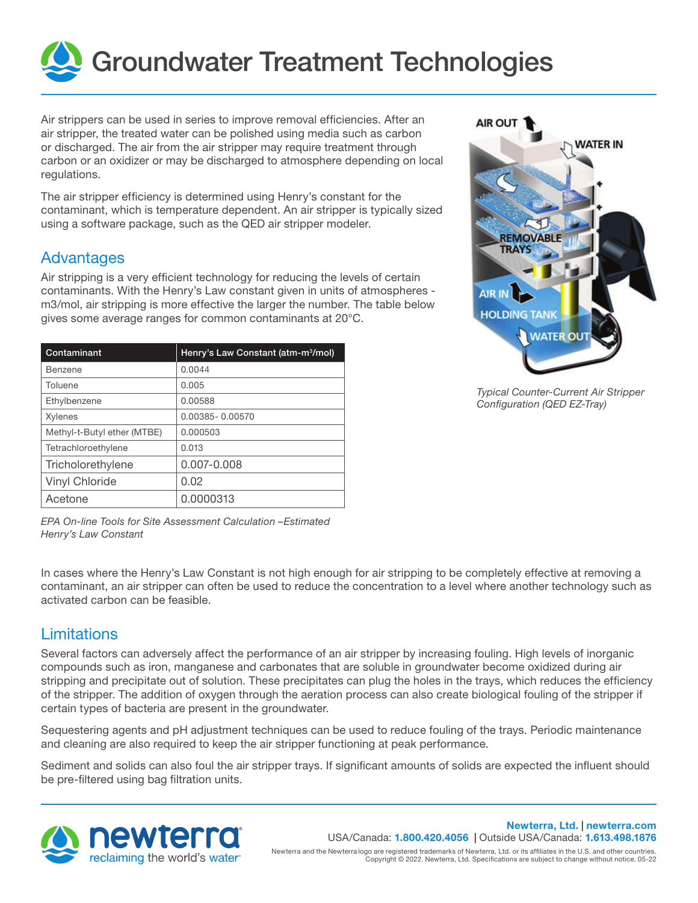# Groundwater Treatment Technologies

Air strippers can be used in series to improve removal efficiencies. After an air stripper, the treated water can be polished using media such as carbon or discharged. The air from the air stripper may require treatment through carbon or an oxidizer or may be discharged to atmosphere depending on local regulations.

The air stripper efficiency is determined using Henry's constant for the contaminant, which is temperature dependent. An air stripper is typically sized using a software package, such as the QED air stripper modeler.

AIR OUT
WATER IN
REMOVABLE TRAYS
AIR IN
HOLDING TANK
WATER OUT

*Typical Counter-Current Air Stripper Configuration (QED EZ-Tray)*

## Advantages

Air stripping is a very efficient technology for reducing the levels of certain contaminants. With the Henry's Law constant given in units of atmospheres - m3/mol, air stripping is more effective the larger the number. The table below gives some average ranges for common contaminants at 20°C.

| Contaminant | Henry's Law Constant (atm-m³/mol) |
|---|---|
| Benzene | 0.0044 |
| Toluene | 0.005 |
| Ethylbenzene | 0.00588 |
| Xylenes | 0.00385- 0.00570 |
| Methyl-t-Butyl ether (MTBE) | 0.000503 |
| Tetrachloroethylene | 0.013 |
| Tricholorethylene | 0.007-0.008 |
| Vinyl Chloride | 0.02 |
| Acetone | 0.0000313 |

*EPA On-line Tools for Site Assessment Calculation –Estimated Henry's Law Constant*

In cases where the Henry's Law Constant is not high enough for air stripping to be completely effective at removing a contaminant, an air stripper can often be used to reduce the concentration to a level where another technology such as activated carbon can be feasible.

## Limitations

Several factors can adversely affect the performance of an air stripper by increasing fouling. High levels of inorganic compounds such as iron, manganese and carbonates that are soluble in groundwater become oxidized during air stripping and precipitate out of solution. These precipitates can plug the holes in the trays, which reduces the efficiency of the stripper. The addition of oxygen through the aeration process can also create biological fouling of the stripper if certain types of bacteria are present in the groundwater.

Sequestering agents and pH adjustment techniques can be used to reduce fouling of the trays. Periodic maintenance and cleaning are also required to keep the air stripper functioning at peak performance.

Sediment and solids can also foul the air stripper trays. If significant amounts of solids are expected the influent should be pre-filtered using bag filtration units.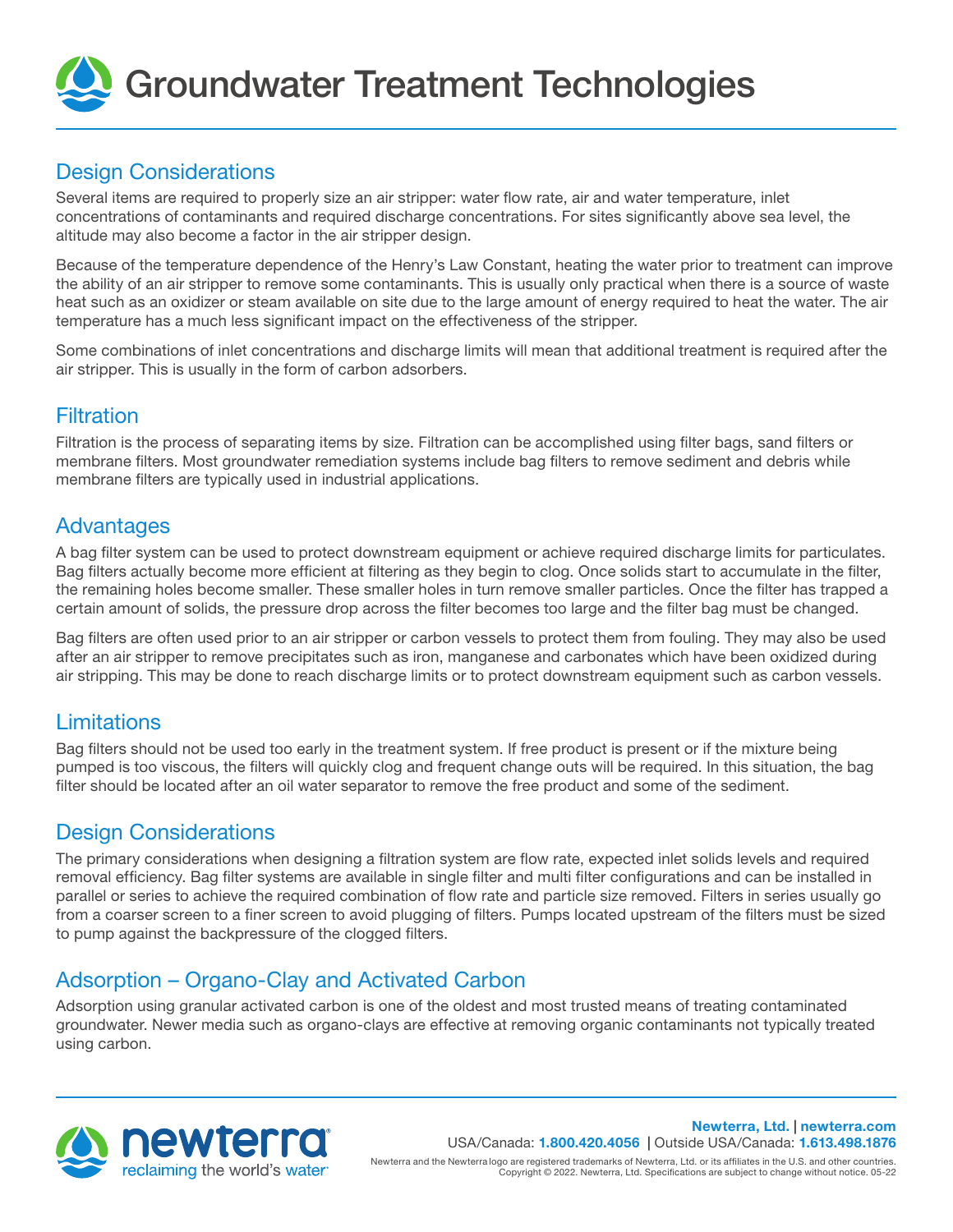## Design Considerations

Several items are required to properly size an air stripper: water flow rate, air and water temperature, inlet concentrations of contaminants and required discharge concentrations. For sites significantly above sea level, the altitude may also become a factor in the air stripper design.

Because of the temperature dependence of the Henry's Law Constant, heating the water prior to treatment can improve the ability of an air stripper to remove some contaminants. This is usually only practical when there is a source of waste heat such as an oxidizer or steam available on site due to the large amount of energy required to heat the water. The air temperature has a much less significant impact on the effectiveness of the stripper.

Some combinations of inlet concentrations and discharge limits will mean that additional treatment is required after the air stripper. This is usually in the form of carbon adsorbers.

## Filtration

Filtration is the process of separating items by size. Filtration can be accomplished using filter bags, sand filters or membrane filters. Most groundwater remediation systems include bag filters to remove sediment and debris while membrane filters are typically used in industrial applications.

## Advantages

A bag filter system can be used to protect downstream equipment or achieve required discharge limits for particulates. Bag filters actually become more efficient at filtering as they begin to clog. Once solids start to accumulate in the filter, the remaining holes become smaller. These smaller holes in turn remove smaller particles. Once the filter has trapped a certain amount of solids, the pressure drop across the filter becomes too large and the filter bag must be changed.

Bag filters are often used prior to an air stripper or carbon vessels to protect them from fouling. They may also be used after an air stripper to remove precipitates such as iron, manganese and carbonates which have been oxidized during air stripping. This may be done to reach discharge limits or to protect downstream equipment such as carbon vessels.

## Limitations

Bag filters should not be used too early in the treatment system. If free product is present or if the mixture being pumped is too viscous, the filters will quickly clog and frequent change outs will be required. In this situation, the bag filter should be located after an oil water separator to remove the free product and some of the sediment.

## Design Considerations

The primary considerations when designing a filtration system are flow rate, expected inlet solids levels and required removal efficiency. Bag filter systems are available in single filter and multi filter configurations and can be installed in parallel or series to achieve the required combination of flow rate and particle size removed. Filters in series usually go from a coarser screen to a finer screen to avoid plugging of filters. Pumps located upstream of the filters must be sized to pump against the backpressure of the clogged filters.

## Adsorption – Organo-Clay and Activated Carbon

Adsorption using granular activated carbon is one of the oldest and most trusted means of treating contaminated groundwater. Newer media such as organo-clays are effective at removing organic contaminants not typically treated using carbon.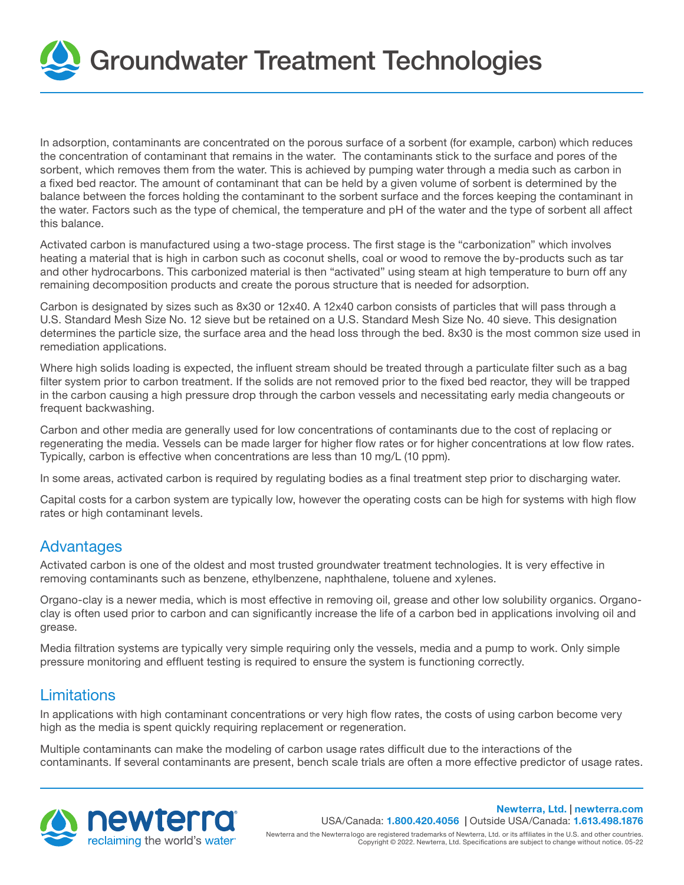# Groundwater Treatment Technologies

In adsorption, contaminants are concentrated on the porous surface of a sorbent (for example, carbon) which reduces the concentration of contaminant that remains in the water. The contaminants stick to the surface and pores of the sorbent, which removes them from the water. This is achieved by pumping water through a media such as carbon in a fixed bed reactor. The amount of contaminant that can be held by a given volume of sorbent is determined by the balance between the forces holding the contaminant to the sorbent surface and the forces keeping the contaminant in the water. Factors such as the type of chemical, the temperature and pH of the water and the type of sorbent all affect this balance.

Activated carbon is manufactured using a two-stage process. The first stage is the "carbonization" which involves heating a material that is high in carbon such as coconut shells, coal or wood to remove the by-products such as tar and other hydrocarbons. This carbonized material is then "activated" using steam at high temperature to burn off any remaining decomposition products and create the porous structure that is needed for adsorption.

Carbon is designated by sizes such as 8x30 or 12x40. A 12x40 carbon consists of particles that will pass through a U.S. Standard Mesh Size No. 12 sieve but be retained on a U.S. Standard Mesh Size No. 40 sieve. This designation determines the particle size, the surface area and the head loss through the bed. 8x30 is the most common size used in remediation applications.

Where high solids loading is expected, the influent stream should be treated through a particulate filter such as a bag filter system prior to carbon treatment. If the solids are not removed prior to the fixed bed reactor, they will be trapped in the carbon causing a high pressure drop through the carbon vessels and necessitating early media changeouts or frequent backwashing.

Carbon and other media are generally used for low concentrations of contaminants due to the cost of replacing or regenerating the media. Vessels can be made larger for higher flow rates or for higher concentrations at low flow rates. Typically, carbon is effective when concentrations are less than 10 mg/L (10 ppm).

In some areas, activated carbon is required by regulating bodies as a final treatment step prior to discharging water.

Capital costs for a carbon system are typically low, however the operating costs can be high for systems with high flow rates or high contaminant levels.

## Advantages

Activated carbon is one of the oldest and most trusted groundwater treatment technologies. It is very effective in removing contaminants such as benzene, ethylbenzene, naphthalene, toluene and xylenes.

Organo-clay is a newer media, which is most effective in removing oil, grease and other low solubility organics. Organo-clay is often used prior to carbon and can significantly increase the life of a carbon bed in applications involving oil and grease.

Media filtration systems are typically very simple requiring only the vessels, media and a pump to work. Only simple pressure monitoring and effluent testing is required to ensure the system is functioning correctly.

## Limitations

In applications with high contaminant concentrations or very high flow rates, the costs of using carbon become very high as the media is spent quickly requiring replacement or regeneration.

Multiple contaminants can make the modeling of carbon usage rates difficult due to the interactions of the contaminants. If several contaminants are present, bench scale trials are often a more effective predictor of usage rates.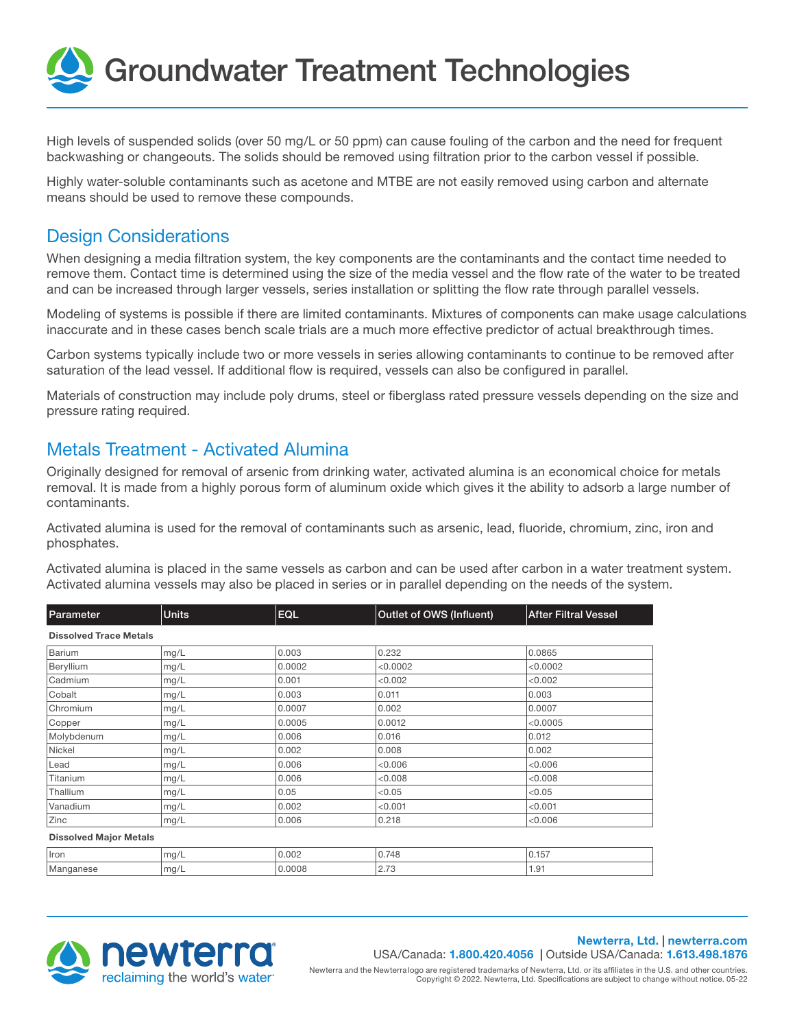# Groundwater Treatment Technologies

High levels of suspended solids (over 50 mg/L or 50 ppm) can cause fouling of the carbon and the need for frequent backwashing or changeouts. The solids should be removed using filtration prior to the carbon vessel if possible.

Highly water-soluble contaminants such as acetone and MTBE are not easily removed using carbon and alternate means should be used to remove these compounds.

## Design Considerations

When designing a media filtration system, the key components are the contaminants and the contact time needed to remove them. Contact time is determined using the size of the media vessel and the flow rate of the water to be treated and can be increased through larger vessels, series installation or splitting the flow rate through parallel vessels.

Modeling of systems is possible if there are limited contaminants. Mixtures of components can make usage calculations inaccurate and in these cases bench scale trials are a much more effective predictor of actual breakthrough times.

Carbon systems typically include two or more vessels in series allowing contaminants to continue to be removed after saturation of the lead vessel. If additional flow is required, vessels can also be configured in parallel.

Materials of construction may include poly drums, steel or fiberglass rated pressure vessels depending on the size and pressure rating required.

## Metals Treatment - Activated Alumina

Originally designed for removal of arsenic from drinking water, activated alumina is an economical choice for metals removal. It is made from a highly porous form of aluminum oxide which gives it the ability to adsorb a large number of contaminants.

Activated alumina is used for the removal of contaminants such as arsenic, lead, fluoride, chromium, zinc, iron and phosphates.

Activated alumina is placed in the same vessels as carbon and can be used after carbon in a water treatment system. Activated alumina vessels may also be placed in series or in parallel depending on the needs of the system.

| Parameter | Units | EQL | Outlet of OWS (Influent) | After Filtral Vessel |
|---|---|---|---|---|
| **Dissolved Trace Metals** | | | | |
| Barium | mg/L | 0.003 | 0.232 | 0.0865 |
| Beryllium | mg/L | 0.0002 | <0.0002 | <0.0002 |
| Cadmium | mg/L | 0.001 | <0.002 | <0.002 |
| Cobalt | mg/L | 0.003 | 0.011 | 0.003 |
| Chromium | mg/L | 0.0007 | 0.002 | 0.0007 |
| Copper | mg/L | 0.0005 | 0.0012 | <0.0005 |
| Molybdenum | mg/L | 0.006 | 0.016 | 0.012 |
| Nickel | mg/L | 0.002 | 0.008 | 0.002 |
| Lead | mg/L | 0.006 | <0.006 | <0.006 |
| Titanium | mg/L | 0.006 | <0.008 | <0.008 |
| Thallium | mg/L | 0.05 | <0.05 | <0.05 |
| Vanadium | mg/L | 0.002 | <0.001 | <0.001 |
| Zinc | mg/L | 0.006 | 0.218 | <0.006 |
| **Dissolved Major Metals** | | | | |
| Iron | mg/L | 0.002 | 0.748 | 0.157 |
| Manganese | mg/L | 0.0008 | 2.73 | 1.91 |

newterra
reclaiming the world's water

**Newterra, Ltd.** | **newterra.com**
USA/Canada: **1.800.420.4056** | Outside USA/Canada: **1.613.498.1876**

Newterra and the Newterra logo are registered trademarks of Newterra, Ltd. or its affiliates in the U.S. and other countries.
Copyright © 2022. Newterra, Ltd. Specifications are subject to change without notice. 05-22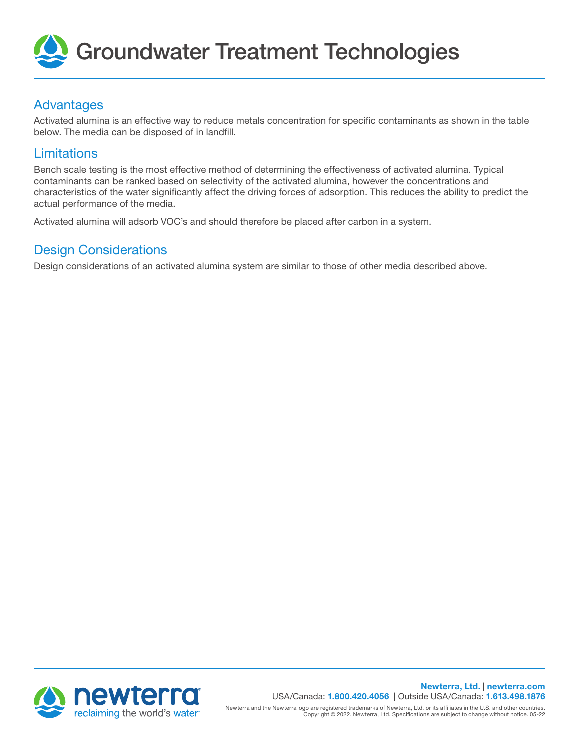## Advantages

Activated alumina is an effective way to reduce metals concentration for specific contaminants as shown in the table below. The media can be disposed of in landfill.

## Limitations

Bench scale testing is the most effective method of determining the effectiveness of activated alumina. Typical contaminants can be ranked based on selectivity of the activated alumina, however the concentrations and characteristics of the water significantly affect the driving forces of adsorption. This reduces the ability to predict the actual performance of the media.

Activated alumina will adsorb VOC's and should therefore be placed after carbon in a system.

## Design Considerations

Design considerations of an activated alumina system are similar to those of other media described above.

**Newterra, Ltd.** | **newterra.com**
USA/Canada: **1.800.420.4056** | Outside USA/Canada: **1.613.498.1876**

Newterra and the Newterra logo are registered trademarks of Newterra, Ltd. or its affiliates in the U.S. and other countries.
Copyright © 2022. Newterra, Ltd. Specifications are subject to change without notice. 05-22